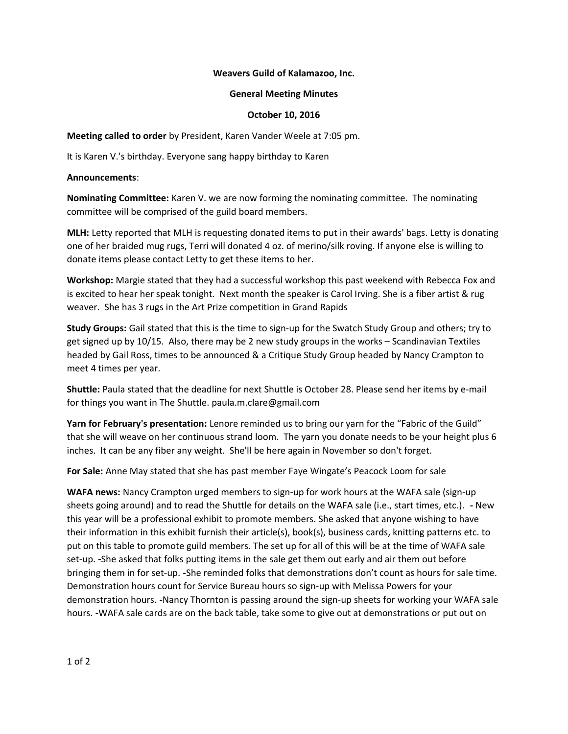**Weavers Guild of Kalamazoo, Inc.**

**General Meeting Minutes**

**October 10, 2016**

**Meeting called to order** by President, Karen Vander Weele at 7:05 pm.

It is Karen V.'s birthday. Everyone sang happy birthday to Karen

**Announcements**:

**Nominating Committee:** Karen V. we are now forming the nominating committee. The nominating committee will be comprised of the guild board members.

**MLH:** Letty reported that MLH is requesting donated items to put in their awards' bags. Letty is donating one of her braided mug rugs, Terri will donated 4 oz. of merino/silk roving. If anyone else is willing to donate items please contact Letty to get these items to her.

**Workshop:** Margie stated that they had a successful workshop this past weekend with Rebecca Fox and is excited to hear her speak tonight. Next month the speaker is Carol Irving. She is a fiber artist & rug weaver. She has 3 rugs in the Art Prize competition in Grand Rapids

**Study Groups:** Gail stated that this is the time to sign-up for the Swatch Study Group and others; try to get signed up by 10/15. Also, there may be 2 new study groups in the works – Scandinavian Textiles headed by Gail Ross, times to be announced & a Critique Study Group headed by Nancy Crampton to meet 4 times per year.

**Shuttle:** Paula stated that the deadline for next Shuttle is October 28. Please send her items by e-mail for things you want in The Shuttle. paula.m.clare@gmail.com

**Yarn for February's presentation:** Lenore reminded us to bring our yarn for the "Fabric of the Guild" that she will weave on her continuous strand loom. The yarn you donate needs to be your height plus 6 inches. It can be any fiber any weight. She'll be here again in November so don't forget.

**For Sale:** Anne May stated that she has past member Faye Wingate's Peacock Loom for sale

**WAFA news:** Nancy Crampton urged members to sign-up for work hours at the WAFA sale (sign-up sheets going around) and to read the Shuttle for details on the WAFA sale (i.e., start times, etc.). **-** New this year will be a professional exhibit to promote members. She asked that anyone wishing to have their information in this exhibit furnish their article(s), book(s), business cards, knitting patterns etc. to put on this table to promote guild members. The set up for all of this will be at the time of WAFA sale set-up. **-**She asked that folks putting items in the sale get them out early and air them out before bringing them in for set-up. **-**She reminded folks that demonstrations don't count as hours for sale time. Demonstration hours count for Service Bureau hours so sign-up with Melissa Powers for your demonstration hours. **-**Nancy Thornton is passing around the sign-up sheets for working your WAFA sale hours. **-**WAFA sale cards are on the back table, take some to give out at demonstrations or put out on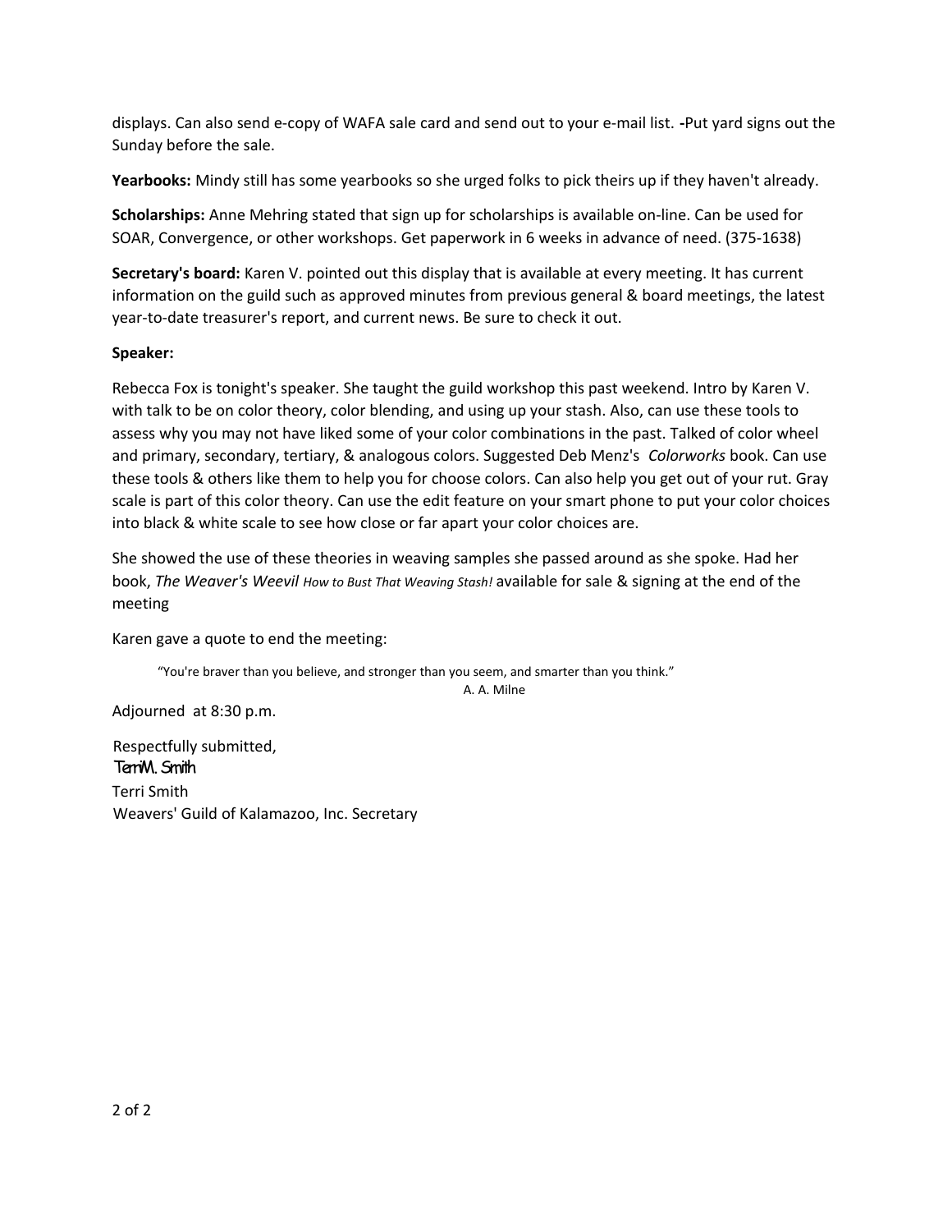displays. Can also send e-copy of WAFA sale card and send out to your e-mail list. -Put yard signs out the Sunday before the sale.

**Yearbooks:** Mindy still has some yearbooks so she urged folks to pick theirs up if they haven't already.

**Scholarships:** Anne Mehring stated that sign up for scholarships is available on-line. Can be used for SOAR, Convergence, or other workshops. Get paperwork in 6 weeks in advance of need. (375-1638)

**Secretary's board:** Karen V. pointed out this display that is available at every meeting. It has current information on the guild such as approved minutes from previous general & board meetings, the latest year-to-date treasurer's report, and current news. Be sure to check it out.

**Speaker:**

Rebecca Fox is tonight's speaker. She taught the guild workshop this past weekend. Intro by Karen V. with talk to be on color theory, color blending, and using up your stash. Also, can use these tools to assess why you may not have liked some of your color combinations in the past. Talked of color wheel and primary, secondary, tertiary, & analogous colors. Suggested Deb Menz's *Colorworks* book. Can use these tools & others like them to help you for choose colors. Can also help you get out of your rut. Gray scale is part of this color theory. Can use the edit feature on your smart phone to put your color choices into black & white scale to see how close or far apart your color choices are.

She showed the use of these theories in weaving samples she passed around as she spoke. Had her book, *The Weaver's Weevil How to Bust That Weaving Stash!* available for sale & signing at the end of the meeting

Karen gave a quote to end the meeting:

> "You're braver than you believe, and stronger than you seem, and smarter than you think."
>
> A. A. Milne

Adjourned at 8:30 p.m.

Respectfully submitted,

TerriM. Smith

Terri Smith

Weavers' Guild of Kalamazoo, Inc. Secretary